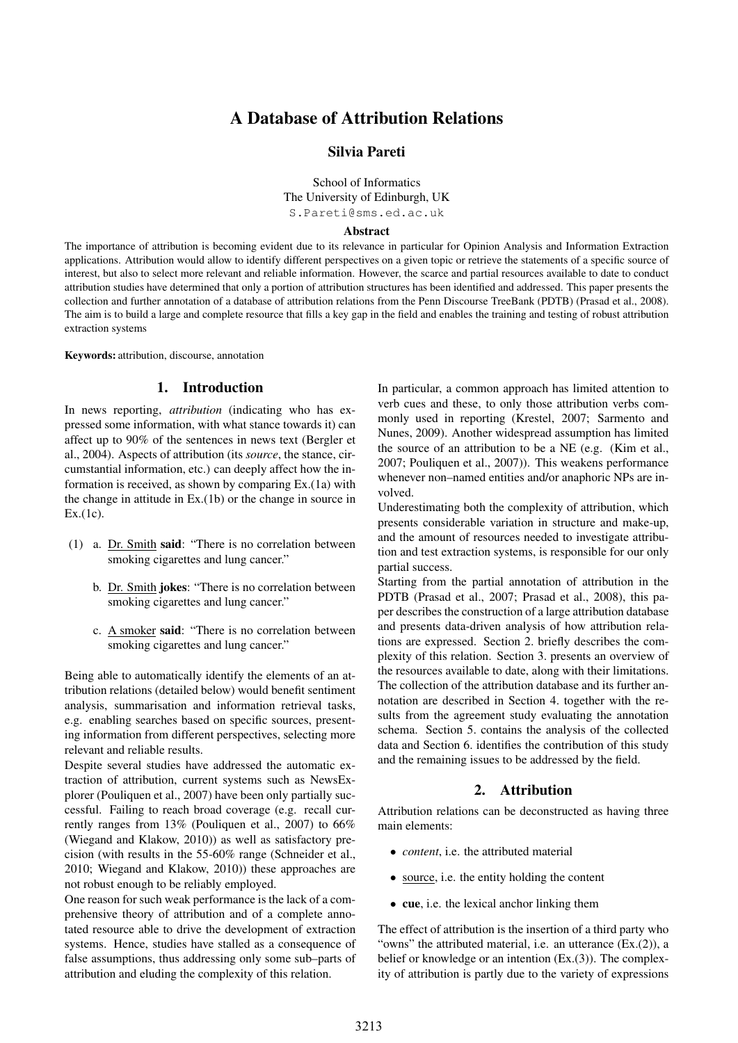# A Database of Attribution Relations

**Silvia Pareti**

School of Informatics
The University of Edinburgh, UK
S.Pareti@sms.ed.ac.uk

**Abstract**

The importance of attribution is becoming evident due to its relevance in particular for Opinion Analysis and Information Extraction applications. Attribution would allow to identify different perspectives on a given topic or retrieve the statements of a specific source of interest, but also to select more relevant and reliable information. However, the scarce and partial resources available to date to conduct attribution studies have determined that only a portion of attribution structures has been identified and addressed. This paper presents the collection and further annotation of a database of attribution relations from the Penn Discourse TreeBank (PDTB) (Prasad et al., 2008). The aim is to build a large and complete resource that fills a key gap in the field and enables the training and testing of robust attribution extraction systems

**Keywords:** attribution, discourse, annotation

## 1. Introduction

In news reporting, *attribution* (indicating who has expressed some information, with what stance towards it) can affect up to 90% of the sentences in news text (Bergler et al., 2004). Aspects of attribution (its *source*, the stance, circumstantial information, etc.) can deeply affect how the information is received, as shown by comparing Ex.(1a) with the change in attitude in Ex.(1b) or the change in source in Ex.(1c).

(1) a. Dr. Smith **said**: "There is no correlation between smoking cigarettes and lung cancer."

b. Dr. Smith **jokes**: "There is no correlation between smoking cigarettes and lung cancer."

c. A smoker **said**: "There is no correlation between smoking cigarettes and lung cancer."

Being able to automatically identify the elements of an attribution relations (detailed below) would benefit sentiment analysis, summarisation and information retrieval tasks, e.g. enabling searches based on specific sources, presenting information from different perspectives, selecting more relevant and reliable results.

Despite several studies have addressed the automatic extraction of attribution, current systems such as NewsExplorer (Pouliquen et al., 2007) have been only partially successful. Failing to reach broad coverage (e.g. recall currently ranges from 13% (Pouliquen et al., 2007) to 66% (Wiegand and Klakow, 2010)) as well as satisfactory precision (with results in the 55-60% range (Schneider et al., 2010; Wiegand and Klakow, 2010)) these approaches are not robust enough to be reliably employed.

One reason for such weak performance is the lack of a comprehensive theory of attribution and of a complete annotated resource able to drive the development of extraction systems. Hence, studies have stalled as a consequence of false assumptions, thus addressing only some sub–parts of attribution and eluding the complexity of this relation.

In particular, a common approach has limited attention to verb cues and these, to only those attribution verbs commonly used in reporting (Krestel, 2007; Sarmento and Nunes, 2009). Another widespread assumption has limited the source of an attribution to be a NE (e.g. (Kim et al., 2007; Pouliquen et al., 2007)). This weakens performance whenever non–named entities and/or anaphoric NPs are involved.

Underestimating both the complexity of attribution, which presents considerable variation in structure and make-up, and the amount of resources needed to investigate attribution and test extraction systems, is responsible for our only partial success.

Starting from the partial annotation of attribution in the PDTB (Prasad et al., 2007; Prasad et al., 2008), this paper describes the construction of a large attribution database and presents data-driven analysis of how attribution relations are expressed. Section 2. briefly describes the complexity of this relation. Section 3. presents an overview of the resources available to date, along with their limitations. The collection of the attribution database and its further annotation are described in Section 4. together with the results from the agreement study evaluating the annotation schema. Section 5. contains the analysis of the collected data and Section 6. identifies the contribution of this study and the remaining issues to be addressed by the field.

## 2. Attribution

Attribution relations can be deconstructed as having three main elements:

- *content*, i.e. the attributed material
- source, i.e. the entity holding the content
- **cue**, i.e. the lexical anchor linking them

The effect of attribution is the insertion of a third party who "owns" the attributed material, i.e. an utterance (Ex.(2)), a belief or knowledge or an intention (Ex.(3)). The complexity of attribution is partly due to the variety of expressions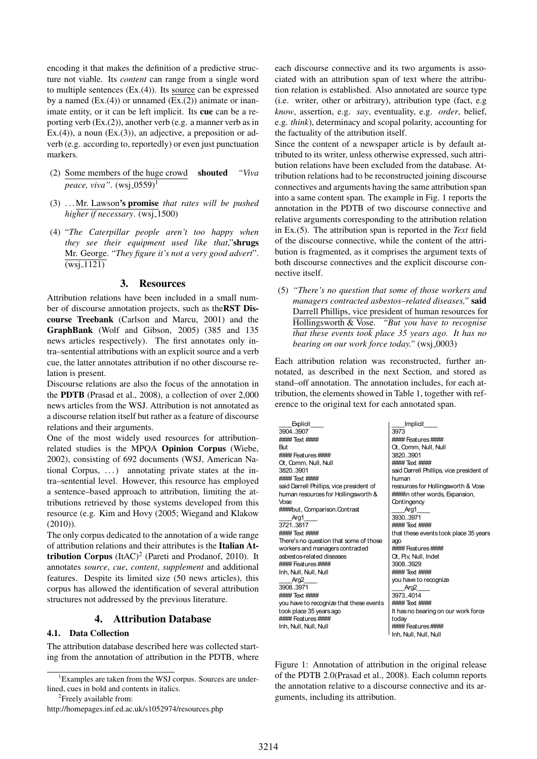encoding it that makes the definition of a predictive structure not viable. Its *content* can range from a single word to multiple sentences (Ex.(4)). Its source can be expressed by a named (Ex.(4)) or unnamed (Ex.(2)) animate or inanimate entity, or it can be left implicit. Its **cue** can be a reporting verb (Ex.(2)), another verb (e.g. a manner verb as in Ex.(4)), a noun (Ex.(3)), an adjective, a preposition or adverb (e.g. according to, reportedly) or even just punctuation markers.

(2) Some members of the huge crowd **shouted** *"Viva peace, viva"*. (wsj_0559)[1]

(3) . . . Mr. Lawson**'s promise** *that rates will be pushed higher if necessary*. (wsj_1500)

(4) "*The Caterpillar people aren't too happy when they see their equipment used like that*,"**shrugs** Mr. George. "*They figure it's not a very good advert*". (wsj_1121)

## 3. Resources

Attribution relations have been included in a small number of discourse annotation projects, such as the **RST Discourse Treebank** (Carlson and Marcu, 2001) and the **GraphBank** (Wolf and Gibson, 2005) (385 and 135 news articles respectively). The first annotates only intra–sentential attributions with an explicit source and a verb cue, the latter annotates attribution if no other discourse relation is present.

Discourse relations are also the focus of the annotation in the **PDTB** (Prasad et al., 2008), a collection of over 2,000 news articles from the WSJ. Attribution is not annotated as a discourse relation itself but rather as a feature of discourse relations and their arguments.

One of the most widely used resources for attribution-related studies is the MPQA **Opinion Corpus** (Wiebe, 2002), consisting of 692 documents (WSJ, American National Corpus, . . . ) annotating private states at the intra–sentential level. However, this resource has employed a sentence–based approach to attribution, limiting the attributions retrieved by those systems developed from this resource (e.g. Kim and Hovy (2005; Wiegand and Klakow (2010)).

The only corpus dedicated to the annotation of a wide range of attribution relations and their attributes is the **Italian Attribution Corpus** (ItAC)[2] (Pareti and Prodanof, 2010). It annotates *source*, *cue*, *content*, *supplement* and additional features. Despite its limited size (50 news articles), this corpus has allowed the identification of several attribution structures not addressed by the previous literature.

## 4. Attribution Database

### 4.1. Data Collection

The attribution database described here was collected starting from the annotation of attribution in the PDTB, where each discourse connective and its two arguments is associated with an attribution span of text where the attribution relation is established. Also annotated are source type (i.e. writer, other or arbitrary), attribution type (fact, e.g *know*, assertion, e.g. *say*, eventuality, e.g. *order*, belief, e.g. *think*), determinacy and scopal polarity, accounting for the factuality of the content of the attribution itself.

Since the content of a newspaper article is by default attributed to its writer, unless otherwise expressed, such attribution relations have been excluded from the database. Attribution relations had to be reconstructed joining discourse connectives and arguments having the same attribution span into a same content span. The example in Fig. 1 reports the annotation in the PDTB of two discourse connective and relative arguments corresponding to the attribution relation in Ex.(5). The attribution span is reported in the *Text* field of the discourse connective, while the content of the attribution is fragmented, as it comprises the argument texts of both discourse connectives and the explicit discourse connective itself.

(5) *"There's no question that some of those workers and managers contracted asbestos–related diseases,"* **said** Darrell Phillips, vice president of human resources for Hollingsworth & Vose. *"But you have to recognise that these events took place 35 years ago. It has no bearing on our work force today."* (wsj_0003)

Each attribution relation was reconstructed, further annotated, as described in the next Section, and stored as stand–off annotation. The annotation includes, for each attribution, the elements showed in Table 1, together with reference to the original text for each annotated span.

```
____Explicit____
3904..3907
#### Text ####
But
#### Features ####
Ot, Comm, Null, Null
3820..3901
#### Text ####
said Darrell Phillips, vice president of
human resources for Hollingsworth &
Vose
####but, Comparison.Contrast
____Arg1____
3721..3817
#### Text ####
There's no question that some of those
workers and managers contracted
asbestos-related diseases
#### Features ####
Inh, Null, Null, Null
____Arg2____
3908..3971
#### Text ####
you have to recognize that these events
took place 35 years ago
#### Features ####
Inh, Null, Null, Null
```

```
____Implicit____
3973
#### Features ####
Ot, Comm, Null, Null
3820..3901
#### Text ####
said Darrell Phillips, vice president of
human
resources for Hollingsworth & Vose
####in other words, Expansion,
Contingency
____Arg1____
3930..3971
#### Text ####
that these events took place 35 years
ago
#### Features ####
Ot, Ftv, Null, Indet
3908..3929
#### Text ####
you have to recognize
____Arg2____
3973..4014
#### Text ####
It has no bearing on our work force
today
#### Features ####
Inh, Null, Null, Null
```

Figure 1: Annotation of attribution in the original release of the PDTB 2.0(Prasad et al., 2008). Each column reports the annotation relative to a discourse connective and its arguments, including its attribution.

---

[1] Examples are taken from the WSJ corpus. Sources are underlined, cues in bold and contents in italics.

[2] Freely available from: http://homepages.inf.ed.ac.uk/s1052974/resources.php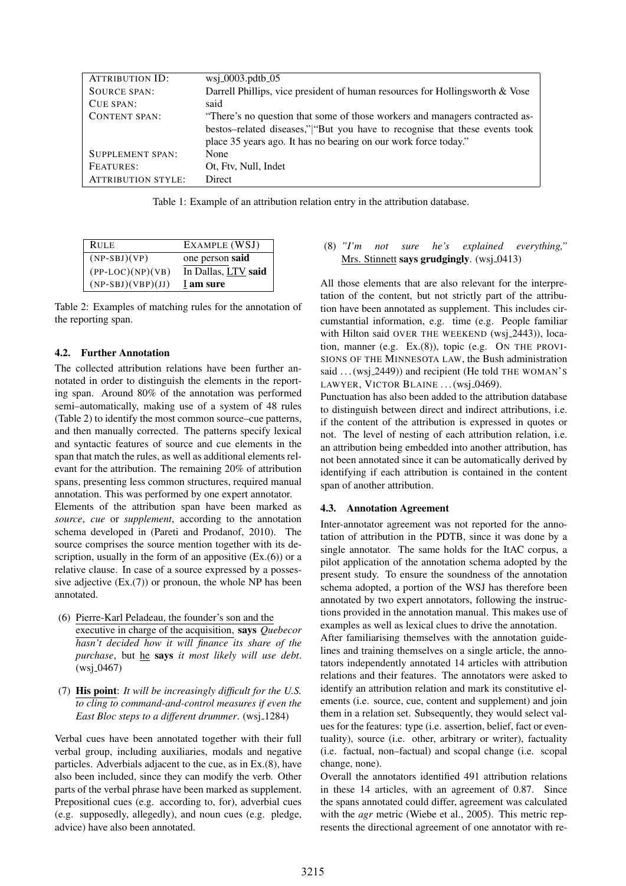| ATTRIBUTION ID: | wsj_0003.pdtb_05 |
|---|---|
| SOURCE SPAN: | Darrell Phillips, vice president of human resources for Hollingsworth & Vose |
| CUE SPAN: | said |
| CONTENT SPAN: | "There's no question that some of those workers and managers contracted asbestos–related diseases,"\|"But you have to recognise that these events took place 35 years ago. It has no bearing on our work force today." |
| SUPPLEMENT SPAN: | None |
| FEATURES: | Ot, Ftv, Null, Indet |
| ATTRIBUTION STYLE: | Direct |

Table 1: Example of an attribution relation entry in the attribution database.

| RULE | EXAMPLE (WSJ) |
|---|---|
| (NP-SBJ)(VP) | one person **said** |
| (PP-LOC)(NP)(VB) | In Dallas, LTV **said** |
| (NP-SBJ)(VBP)(JJ) | I **am sure** |

Table 2: Examples of matching rules for the annotation of the reporting span.

### 4.2. Further Annotation

The collected attribution relations have been further annotated in order to distinguish the elements in the reporting span. Around 80% of the annotation was performed semi–automatically, making use of a system of 48 rules (Table 2) to identify the most common source–cue patterns, and then manually corrected. The patterns specify lexical and syntactic features of source and cue elements in the span that match the rules, as well as additional elements relevant for the attribution. The remaining 20% of attribution spans, presenting less common structures, required manual annotation. This was performed by one expert annotator.

Elements of the attribution span have been marked as *source*, *cue* or *supplement*, according to the annotation schema developed in (Pareti and Prodanof, 2010). The source comprises the source mention together with its description, usually in the form of an appositive (Ex.(6)) or a relative clause. In case of a source expressed by a possessive adjective (Ex.(7)) or pronoun, the whole NP has been annotated.

(6) Pierre-Karl Peladeau, the founder's son and the executive in charge of the acquisition, **says** *Quebecor hasn't decided how it will finance its share of the purchase*, but he **says** *it most likely will use debt*. (wsj_0467)

(7) **His point**: *It will be increasingly difficult for the U.S. to cling to command-and-control measures if even the East Bloc steps to a different drummer*. (wsj_1284)

Verbal cues have been annotated together with their full verbal group, including auxiliaries, modals and negative particles. Adverbials adjacent to the cue, as in Ex.(8), have also been included, since they can modify the verb. Other parts of the verbal phrase have been marked as supplement. Prepositional cues (e.g. according to, for), adverbial cues (e.g. supposedly, allegedly), and noun cues (e.g. pledge, advice) have also been annotated.

(8) *"I'm not sure he's explained everything,"* Mrs. Stinnett **says grudgingly**. (wsj_0413)

All those elements that are also relevant for the interpretation of the content, but not strictly part of the attribution have been annotated as supplement. This includes circumstantial information, e.g. time (e.g. People familiar with Hilton said OVER THE WEEKEND (wsj_2443)), location, manner (e.g. Ex.(8)), topic (e.g. ON THE PROVISIONS OF THE MINNESOTA LAW, the Bush administration said ... (wsj_2449)) and recipient (He told THE WOMAN'S LAWYER, VICTOR BLAINE ... (wsj_0469).

Punctuation has also been added to the attribution database to distinguish between direct and indirect attributions, i.e. if the content of the attribution is expressed in quotes or not. The level of nesting of each attribution relation, i.e. an attribution being embedded into another attribution, has not been annotated since it can be automatically derived by identifying if each attribution is contained in the content span of another attribution.

### 4.3. Annotation Agreement

Inter-annotator agreement was not reported for the annotation of attribution in the PDTB, since it was done by a single annotator. The same holds for the ItAC corpus, a pilot application of the annotation schema adopted by the present study. To ensure the soundness of the annotation schema adopted, a portion of the WSJ has therefore been annotated by two expert annotators, following the instructions provided in the annotation manual. This makes use of examples as well as lexical clues to drive the annotation.

After familiarising themselves with the annotation guidelines and training themselves on a single article, the annotators independently annotated 14 articles with attribution relations and their features. The annotators were asked to identify an attribution relation and mark its constitutive elements (i.e. source, cue, content and supplement) and join them in a relation set. Subsequently, they would select values for the features: type (i.e. assertion, belief, fact or eventuality), source (i.e. other, arbitrary or writer), factuality (i.e. factual, non–factual) and scopal change (i.e. scopal change, none).

Overall the annotators identified 491 attribution relations in these 14 articles, with an agreement of 0.87. Since the spans annotated could differ, agreement was calculated with the *agr* metric (Wiebe et al., 2005). This metric represents the directional agreement of one annotator with re-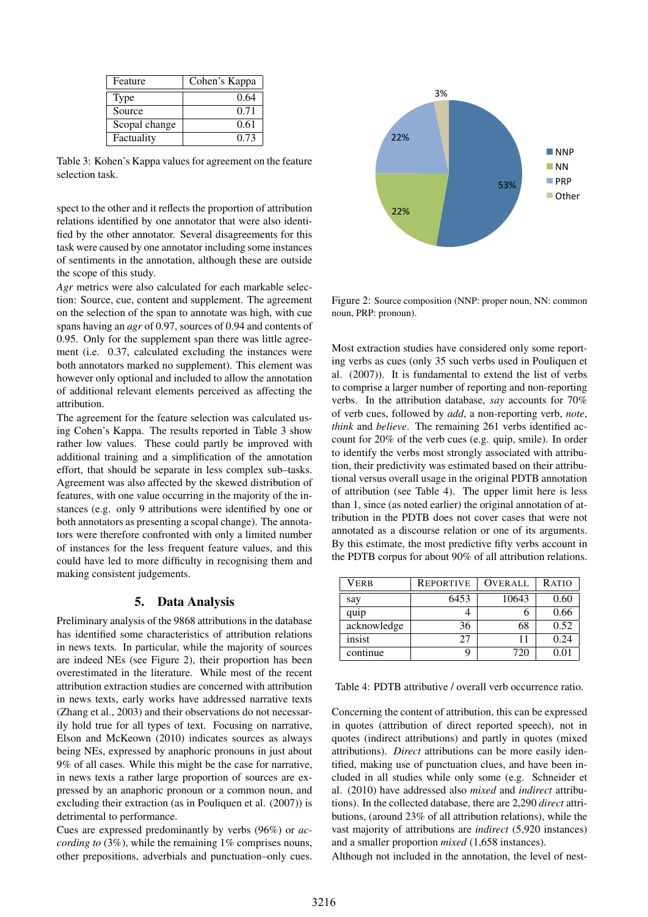| Feature | Cohen's Kappa |
|---|---|
| Type | 0.64 |
| Source | 0.71 |
| Scopal change | 0.61 |
| Factuality | 0.73 |

Table 3: Kohen's Kappa values for agreement on the feature selection task.

spect to the other and it reflects the proportion of attribution relations identified by one annotator that were also identified by the other annotator. Several disagreements for this task were caused by one annotator including some instances of sentiments in the annotation, although these are outside the scope of this study.

*Agr* metrics were also calculated for each markable selection: Source, cue, content and supplement. The agreement on the selection of the span to annotate was high, with cue spans having an *agr* of 0.97, sources of 0.94 and contents of 0.95. Only for the supplement span there was little agreement (i.e. 0.37, calculated excluding the instances were both annotators marked no supplement). This element was however only optional and included to allow the annotation of additional relevant elements perceived as affecting the attribution.

The agreement for the feature selection was calculated using Cohen's Kappa. The results reported in Table 3 show rather low values. These could partly be improved with additional training and a simplification of the annotation effort, that should be separate in less complex sub–tasks. Agreement was also affected by the skewed distribution of features, with one value occurring in the majority of the instances (e.g. only 9 attributions were identified by one or both annotators as presenting a scopal change). The annotators were therefore confronted with only a limited number of instances for the less frequent feature values, and this could have led to more difficulty in recognising them and making consistent judgements.

## 5. Data Analysis

Preliminary analysis of the 9868 attributions in the database has identified some characteristics of attribution relations in news texts. In particular, while the majority of sources are indeed NEs (see Figure 2), their proportion has been overestimated in the literature. While most of the recent attribution extraction studies are concerned with attribution in news texts, early works have addressed narrative texts (Zhang et al., 2003) and their observations do not necessarily hold true for all types of text. Focusing on narrative, Elson and McKeown (2010) indicates sources as always being NEs, expressed by anaphoric pronouns in just about 9% of all cases. While this might be the case for narrative, in news texts a rather large proportion of sources are expressed by an anaphoric pronoun or a common noun, and excluding their extraction (as in Pouliquen et al. (2007)) is detrimental to performance.

Cues are expressed predominantly by verbs (96%) or *according to* (3%), while the remaining 1% comprises nouns, other prepositions, adverbials and punctuation–only cues.

Figure 2: Source composition (NNP: proper noun, NN: common noun, PRP: pronoun).

Most extraction studies have considered only some reporting verbs as cues (only 35 such verbs used in Pouliquen et al. (2007)). It is fundamental to extend the list of verbs to comprise a larger number of reporting and non-reporting verbs. In the attribution database, *say* accounts for 70% of verb cues, followed by *add*, a non-reporting verb, *note*, *think* and *believe*. The remaining 261 verbs identified account for 20% of the verb cues (e.g. quip, smile). In order to identify the verbs most strongly associated with attribution, their predictivity was estimated based on their attributional versus overall usage in the original PDTB annotation of attribution (see Table 4). The upper limit here is less than 1, since (as noted earlier) the original annotation of attribution in the PDTB does not cover cases that were not annotated as a discourse relation or one of its arguments. By this estimate, the most predictive fifty verbs account in the PDTB corpus for about 90% of all attribution relations.

| VERB | REPORTIVE | OVERALL | RATIO |
|---|---|---|---|
| say | 6453 | 10643 | 0.60 |
| quip | 4 | 6 | 0.66 |
| acknowledge | 36 | 68 | 0.52 |
| insist | 27 | 11 | 0.24 |
| continue | 9 | 720 | 0.01 |

Table 4: PDTB attributive / overall verb occurrence ratio.

Concerning the content of attribution, this can be expressed in quotes (attribution of direct reported speech), not in quotes (indirect attributions) and partly in quotes (mixed attributions). *Direct* attributions can be more easily identified, making use of punctuation clues, and have been included in all studies while only some (e.g. Schneider et al. (2010) have addressed also *mixed* and *indirect* attributions). In the collected database, there are 2,290 *direct* attributions, (around 23% of all attribution relations), while the vast majority of attributions are *indirect* (5,920 instances) and a smaller proportion *mixed* (1,658 instances).

Although not included in the annotation, the level of nest-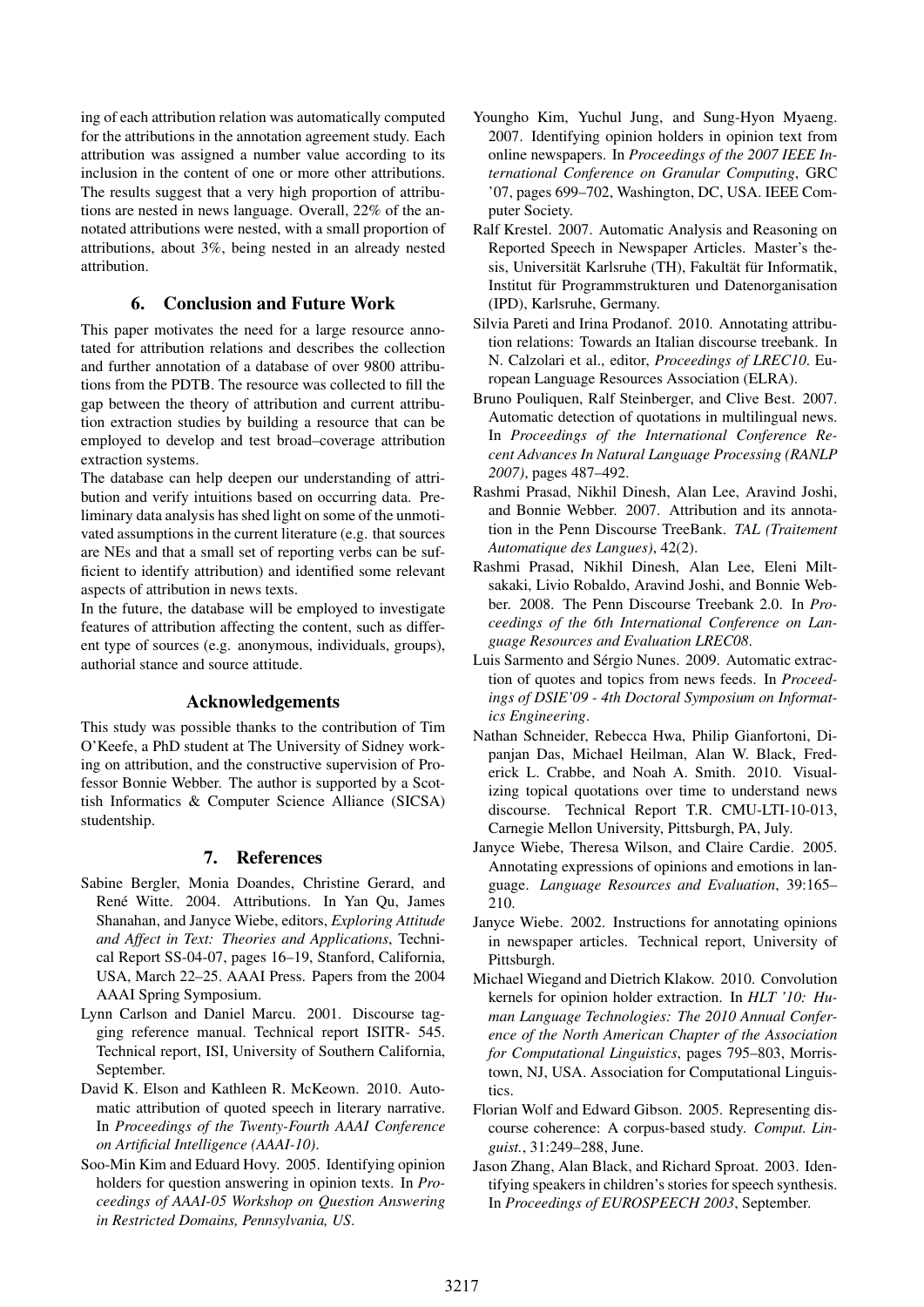ing of each attribution relation was automatically computed for the attributions in the annotation agreement study. Each attribution was assigned a number value according to its inclusion in the content of one or more other attributions. The results suggest that a very high proportion of attributions are nested in news language. Overall, 22% of the annotated attributions were nested, with a small proportion of attributions, about 3%, being nested in an already nested attribution.

## 6. Conclusion and Future Work

This paper motivates the need for a large resource annotated for attribution relations and describes the collection and further annotation of a database of over 9800 attributions from the PDTB. The resource was collected to fill the gap between the theory of attribution and current attribution extraction studies by building a resource that can be employed to develop and test broad–coverage attribution extraction systems.

The database can help deepen our understanding of attribution and verify intuitions based on occurring data. Preliminary data analysis has shed light on some of the unmotivated assumptions in the current literature (e.g. that sources are NEs and that a small set of reporting verbs can be sufficient to identify attribution) and identified some relevant aspects of attribution in news texts.

In the future, the database will be employed to investigate features of attribution affecting the content, such as different type of sources (e.g. anonymous, individuals, groups), authorial stance and source attitude.

## Acknowledgements

This study was possible thanks to the contribution of Tim O'Keefe, a PhD student at The University of Sidney working on attribution, and the constructive supervision of Professor Bonnie Webber. The author is supported by a Scottish Informatics & Computer Science Alliance (SICSA) studentship.

## 7. References

Sabine Bergler, Monia Doandes, Christine Gerard, and René Witte. 2004. Attributions. In Yan Qu, James Shanahan, and Janyce Wiebe, editors, *Exploring Attitude and Affect in Text: Theories and Applications*, Technical Report SS-04-07, pages 16–19, Stanford, California, USA, March 22–25. AAAI Press. Papers from the 2004 AAAI Spring Symposium.

Lynn Carlson and Daniel Marcu. 2001. Discourse tagging reference manual. Technical report ISITR- 545. Technical report, ISI, University of Southern California, September.

David K. Elson and Kathleen R. McKeown. 2010. Automatic attribution of quoted speech in literary narrative. In *Proceedings of the Twenty-Fourth AAAI Conference on Artificial Intelligence (AAAI-10)*.

Soo-Min Kim and Eduard Hovy. 2005. Identifying opinion holders for question answering in opinion texts. In *Proceedings of AAAI-05 Workshop on Question Answering in Restricted Domains, Pennsylvania, US*.

Youngho Kim, Yuchul Jung, and Sung-Hyon Myaeng. 2007. Identifying opinion holders in opinion text from online newspapers. In *Proceedings of the 2007 IEEE International Conference on Granular Computing*, GRC '07, pages 699–702, Washington, DC, USA. IEEE Computer Society.

Ralf Krestel. 2007. Automatic Analysis and Reasoning on Reported Speech in Newspaper Articles. Master's thesis, Universität Karlsruhe (TH), Fakultät für Informatik, Institut für Programmstrukturen und Datenorganisation (IPD), Karlsruhe, Germany.

Silvia Pareti and Irina Prodanof. 2010. Annotating attribution relations: Towards an Italian discourse treebank. In N. Calzolari et al., editor, *Proceedings of LREC10*. European Language Resources Association (ELRA).

Bruno Pouliquen, Ralf Steinberger, and Clive Best. 2007. Automatic detection of quotations in multilingual news. In *Proceedings of the International Conference Recent Advances In Natural Language Processing (RANLP 2007)*, pages 487–492.

Rashmi Prasad, Nikhil Dinesh, Alan Lee, Aravind Joshi, and Bonnie Webber. 2007. Attribution and its annotation in the Penn Discourse TreeBank. *TAL (Traitement Automatique des Langues)*, 42(2).

Rashmi Prasad, Nikhil Dinesh, Alan Lee, Eleni Miltsakaki, Livio Robaldo, Aravind Joshi, and Bonnie Webber. 2008. The Penn Discourse Treebank 2.0. In *Proceedings of the 6th International Conference on Language Resources and Evaluation LREC08*.

Luis Sarmento and Sérgio Nunes. 2009. Automatic extraction of quotes and topics from news feeds. In *Proceedings of DSIE'09 - 4th Doctoral Symposium on Informatics Engineering*.

Nathan Schneider, Rebecca Hwa, Philip Gianfortoni, Dipanjan Das, Michael Heilman, Alan W. Black, Frederick L. Crabbe, and Noah A. Smith. 2010. Visualizing topical quotations over time to understand news discourse. Technical Report T.R. CMU-LTI-10-013, Carnegie Mellon University, Pittsburgh, PA, July.

Janyce Wiebe, Theresa Wilson, and Claire Cardie. 2005. Annotating expressions of opinions and emotions in language. *Language Resources and Evaluation*, 39:165–210.

Janyce Wiebe. 2002. Instructions for annotating opinions in newspaper articles. Technical report, University of Pittsburgh.

Michael Wiegand and Dietrich Klakow. 2010. Convolution kernels for opinion holder extraction. In *HLT '10: Human Language Technologies: The 2010 Annual Conference of the North American Chapter of the Association for Computational Linguistics*, pages 795–803, Morristown, NJ, USA. Association for Computational Linguistics.

Florian Wolf and Edward Gibson. 2005. Representing discourse coherence: A corpus-based study. *Comput. Linguist.*, 31:249–288, June.

Jason Zhang, Alan Black, and Richard Sproat. 2003. Identifying speakers in children's stories for speech synthesis. In *Proceedings of EUROSPEECH 2003*, September.